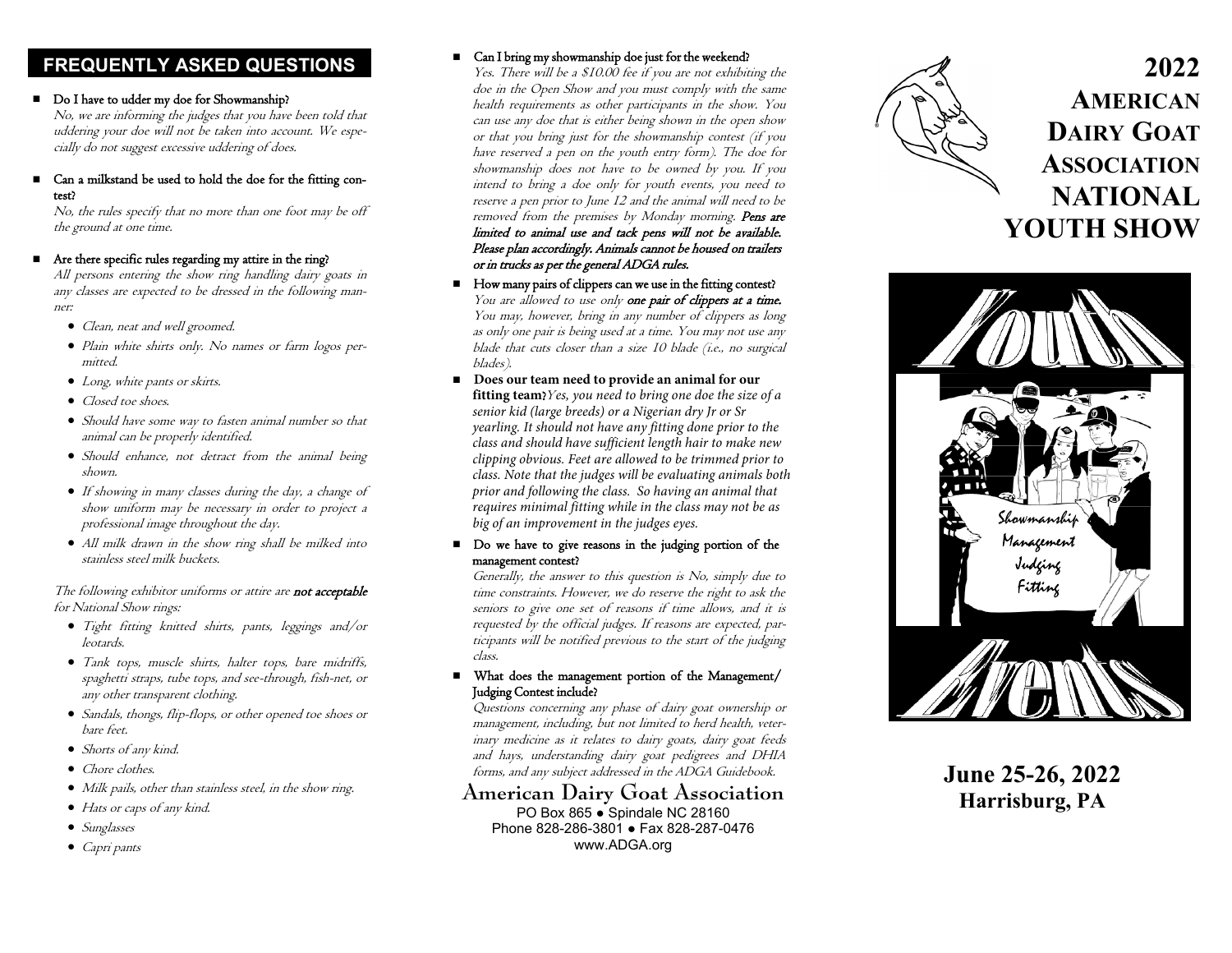## FREQUENTLY ASKED QUESTIONS

- **Do I have to udder my doe for Showmanship?**
  *No, we are informing the judges that you have been told that uddering your doe will not be taken into account. We especially do not suggest excessive uddering of does.*

- **Can a milkstand be used to hold the doe for the fitting contest?**
  *No, the rules specify that no more than one foot may be off the ground at one time.*

- **Are there specific rules regarding my attire in the ring?**
  *All persons entering the show ring handling dairy goats in any classes are expected to be dressed in the following manner:*
  - *Clean, neat and well groomed.*
  - *Plain white shirts only. No names or farm logos permitted.*
  - *Long, white pants or skirts.*
  - *Closed toe shoes.*
  - *Should have some way to fasten animal number so that animal can be properly identified.*
  - *Should enhance, not detract from the animal being shown.*
  - *If showing in many classes during the day, a change of show uniform may be necessary in order to project a professional image throughout the day.*
  - *All milk drawn in the show ring shall be milked into stainless steel milk buckets.*

  *The following exhibitor uniforms or attire are* ***not acceptable*** *for National Show rings:*
  - *Tight fitting knitted shirts, pants, leggings and/or leotards.*
  - *Tank tops, muscle shirts, halter tops, bare midriffs, spaghetti straps, tube tops, and see-through, fish-net, or any other transparent clothing.*
  - *Sandals, thongs, flip-flops, or other opened toe shoes or bare feet.*
  - *Shorts of any kind.*
  - *Chore clothes.*
  - *Milk pails, other than stainless steel, in the show ring.*
  - *Hats or caps of any kind.*
  - *Sunglasses*
  - *Capri pants*

- **Can I bring my showmanship doe just for the weekend?**
  *Yes. There will be a $10.00 fee if you are not exhibiting the doe in the Open Show and you must comply with the same health requirements as other participants in the show. You can use any doe that is either being shown in the open show or that you bring just for the showmanship contest (if you have reserved a pen on the youth entry form). The doe for showmanship does not have to be owned by you. If you intend to bring a doe only for youth events, you need to reserve a pen prior to June 12 and the animal will need to be removed from the premises by Monday morning.* ***Pens are limited to animal use and tack pens will not be available. Please plan accordingly. Animals cannot be housed on trailers or in trucks as per the general ADGA rules.***

- **How many pairs of clippers can we use in the fitting contest?**
  *You are allowed to use only* ***one pair of clippers at a time.*** *You may, however, bring in any number of clippers as long as only one pair is being used at a time. You may not use any blade that cuts closer than a size 10 blade (i.e., no surgical blades).*

- **Does our team need to provide an animal for our fitting team?** *Yes, you need to bring one doe the size of a senior kid (large breeds) or a Nigerian dry Jr or Sr yearling. It should not have any fitting done prior to the class and should have sufficient length hair to make new clipping obvious. Feet are allowed to be trimmed prior to class. Note that the judges will be evaluating animals both prior and following the class. So having an animal that requires minimal fitting while in the class may not be as big of an improvement in the judges eyes.*

- **Do we have to give reasons in the judging portion of the management contest?**
  *Generally, the answer to this question is No, simply due to time constraints. However, we do reserve the right to ask the seniors to give one set of reasons if time allows, and it is requested by the official judges. If reasons are expected, participants will be notified previous to the start of the judging class.*

- **What does the management portion of the Management/ Judging Contest include?**
  *Questions concerning any phase of dairy goat ownership or management, including, but not limited to herd health, veterinary medicine as it relates to dairy goats, dairy goat feeds and hays, understanding dairy goat pedigrees and DHIA forms, and any subject addressed in the ADGA Guidebook.*

**American Dairy Goat Association**
PO Box 865 ● Spindale NC 28160
Phone 828-286-3801 ● Fax 828-287-0476
www.ADGA.org

# 2022 American Dairy Goat Association National Youth Show

Youth Events

Showmanship
Management
Judging
Fitting

**June 25-26, 2022**
**Harrisburg, PA**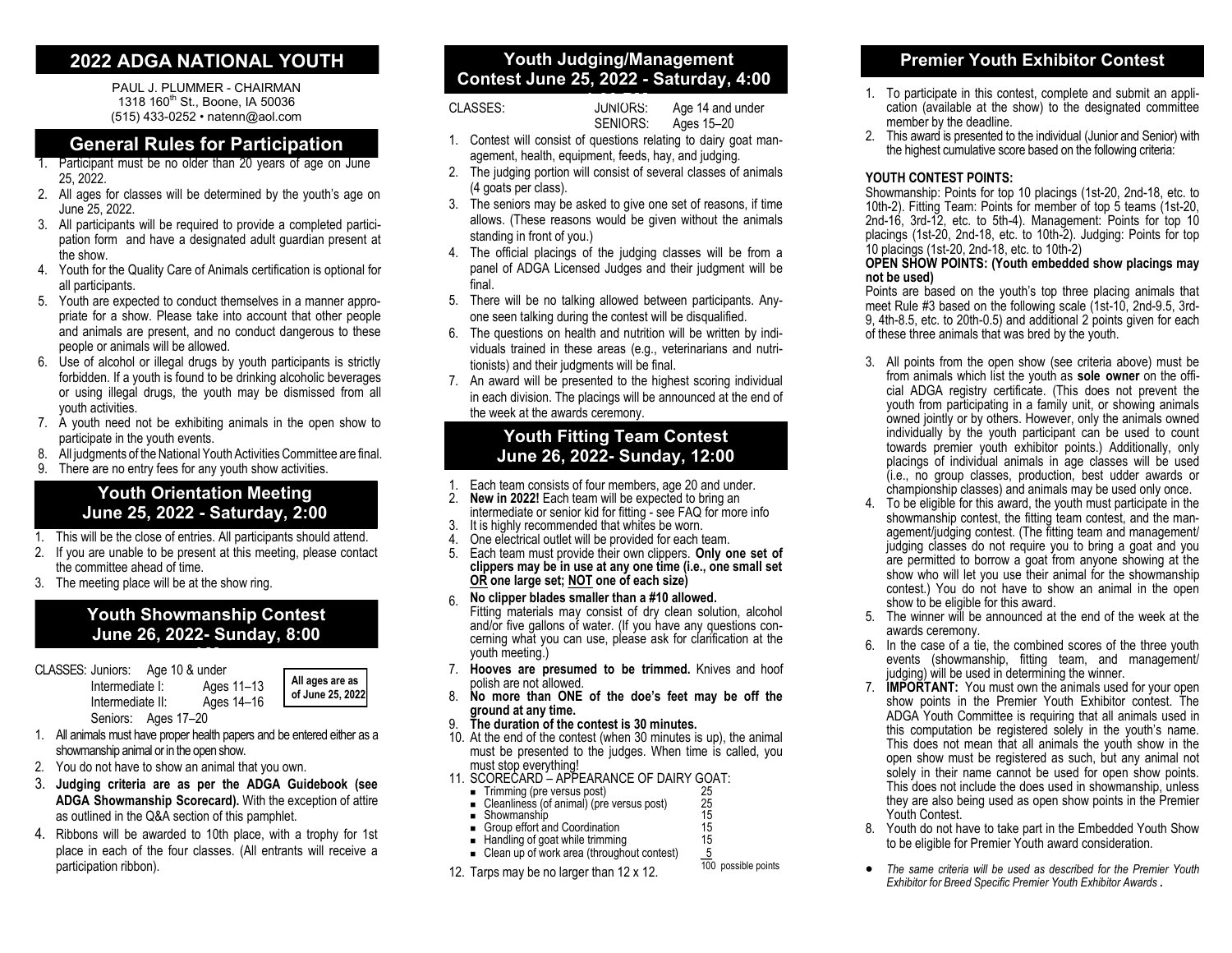# 2022 ADGA NATIONAL YOUTH

PAUL J. PLUMMER - CHAIRMAN
1318 160th St., Boone, IA 50036
(515) 433-0252 • natenn@aol.com

## General Rules for Participation

1. Participant must be no older than 20 years of age on June 25, 2022.
2. All ages for classes will be determined by the youth's age on June 25, 2022.
3. All participants will be required to provide a completed participation form and have a designated adult guardian present at the show.
4. Youth for the Quality Care of Animals certification is optional for all participants.
5. Youth are expected to conduct themselves in a manner appropriate for a show. Please take into account that other people and animals are present, and no conduct dangerous to these people or animals will be allowed.
6. Use of alcohol or illegal drugs by youth participants is strictly forbidden. If a youth is found to be drinking alcoholic beverages or using illegal drugs, the youth may be dismissed from all youth activities.
7. A youth need not be exhibiting animals in the open show to participate in the youth events.
8. All judgments of the National Youth Activities Committee are final.
9. There are no entry fees for any youth show activities.

## Youth Orientation Meeting June 25, 2022 - Saturday, 2:00

1. This will be the close of entries. All participants should attend.
2. If you are unable to be present at this meeting, please contact the committee ahead of time.
3. The meeting place will be at the show ring.

## Youth Showmanship Contest June 26, 2022- Sunday, 8:00 AM

CLASSES:
- Juniors: Age 10 & under
- Intermediate I: Ages 11–13
- Intermediate II: Ages 14–16
- Seniors: Ages 17–20

**All ages are as of June 25, 2022**

1. All animals must have proper health papers and be entered either as a showmanship animal or in the open show.
2. You do not have to show an animal that you own.
3. **Judging criteria are as per the ADGA Guidebook (see ADGA Showmanship Scorecard).** With the exception of attire as outlined in the Q&A section of this pamphlet.
4. Ribbons will be awarded to 10th place, with a trophy for 1st place in each of the four classes. (All entrants will receive a participation ribbon).

## Youth Judging/Management Contest June 25, 2022 - Saturday, 4:00 PM

CLASSES:
- JUNIORS: Age 14 and under
- SENIORS: Ages 15–20

1. Contest will consist of questions relating to dairy goat management, health, equipment, feeds, hay, and judging.
2. The judging portion will consist of several classes of animals (4 goats per class).
3. The seniors may be asked to give one set of reasons, if time allows. (These reasons would be given without the animals standing in front of you.)
4. The official placings of the judging classes will be from a panel of ADGA Licensed Judges and their judgment will be final.
5. There will be no talking allowed between participants. Anyone seen talking during the contest will be disqualified.
6. The questions on health and nutrition will be written by individuals trained in these areas (e.g., veterinarians and nutritionists) and their judgments will be final.
7. An award will be presented to the highest scoring individual in each division. The placings will be announced at the end of the week at the awards ceremony.

## Youth Fitting Team Contest June 26, 2022- Sunday, 12:00

1. Each team consists of four members, age 20 and under.
2. **New in 2022!** Each team will be expected to bring an intermediate or senior kid for fitting - see FAQ for more info
3. It is highly recommended that whites be worn.
4. One electrical outlet will be provided for each team.
5. Each team must provide their own clippers. **Only one set of clippers may be in use at any one time (i.e., one small set OR one large set; NOT one of each size)**
6. **No clipper blades smaller than a #10 allowed.** Fitting materials may consist of dry clean solution, alcohol and/or five gallons of water. (If you have any questions concerning what you can use, please ask for clarification at the youth meeting.)
7. **Hooves are presumed to be trimmed.** Knives and hoof polish are not allowed.
8. **No more than ONE of the doe's feet may be off the ground at any time.**
9. **The duration of the contest is 30 minutes.**
10. At the end of the contest (when 30 minutes is up), the animal must be presented to the judges. When time is called, you must stop everything!
11. SCORECARD – APPEARANCE OF DAIRY GOAT:

| | |
|---|---|
| Trimming (pre versus post) | 25 |
| Cleanliness (of animal) (pre versus post) | 25 |
| Showmanship | 15 |
| Group effort and Coordination | 15 |
| Handling of goat while trimming | 15 |
| Clean up of work area (throughout contest) | 5 |
| | 100 possible points |

12. Tarps may be no larger than 12 x 12.

## Premier Youth Exhibitor Contest

1. To participate in this contest, complete and submit an application (available at the show) to the designated committee member by the deadline.
2. This award is presented to the individual (Junior and Senior) with the highest cumulative score based on the following criteria:

**YOUTH CONTEST POINTS:**

Showmanship: Points for top 10 placings (1st-20, 2nd-18, etc. to 10th-2). Fitting Team: Points for member of top 5 teams (1st-20, 2nd-16, 3rd-12, etc. to 5th-4). Management: Points for top 10 placings (1st-20, 2nd-18, etc. to 10th-2). Judging: Points for top 10 placings (1st-20, 2nd-18, etc. to 10th-2)

**OPEN SHOW POINTS: (Youth embedded show placings may not be used)**

Points are based on the youth's top three placing animals that meet Rule #3 based on the following scale (1st-10, 2nd-9.5, 3rd-9, 4th-8.5, etc. to 20th-0.5) and additional 2 points given for each of these three animals that was bred by the youth.

3. All points from the open show (see criteria above) must be from animals which list the youth as **sole owner** on the official ADGA registry certificate. (This does not prevent the youth from participating in a family unit, or showing animals owned jointly or by others. However, only the animals owned individually by the youth participant can be used to count towards premier youth exhibitor points.) Additionally, only placings of individual animals in age classes will be used (i.e., no group classes, production, best udder awards or championship classes) and animals may be used only once.
4. To be eligible for this award, the youth must participate in the showmanship contest, the fitting team contest, and the management/judging contest. (The fitting team and management/judging classes do not require you to bring a goat and you are permitted to borrow a goat from anyone showing at the show who will let you use their animal for the showmanship contest.) You do not have to show an animal in the open show to be eligible for this award.
5. The winner will be announced at the end of the week at the awards ceremony.
6. In the case of a tie, the combined scores of the three youth events (showmanship, fitting team, and management/judging) will be used in determining the winner.
7. **IMPORTANT:** You must own the animals used for your open show points in the Premier Youth Exhibitor contest. The ADGA Youth Committee is requiring that all animals used in this computation be registered solely in the youth's name. This does not mean that all animals the youth show in the open show must be registered as such, but any animal not solely in their name cannot be used for open show points. This does not include the does used in showmanship, unless they are also being used as open show points in the Premier Youth Contest.
8. Youth do not have to take part in the Embedded Youth Show to be eligible for Premier Youth award consideration.

- *The same criteria will be used as described for the Premier Youth Exhibitor for Breed Specific Premier Youth Exhibitor Awards.*